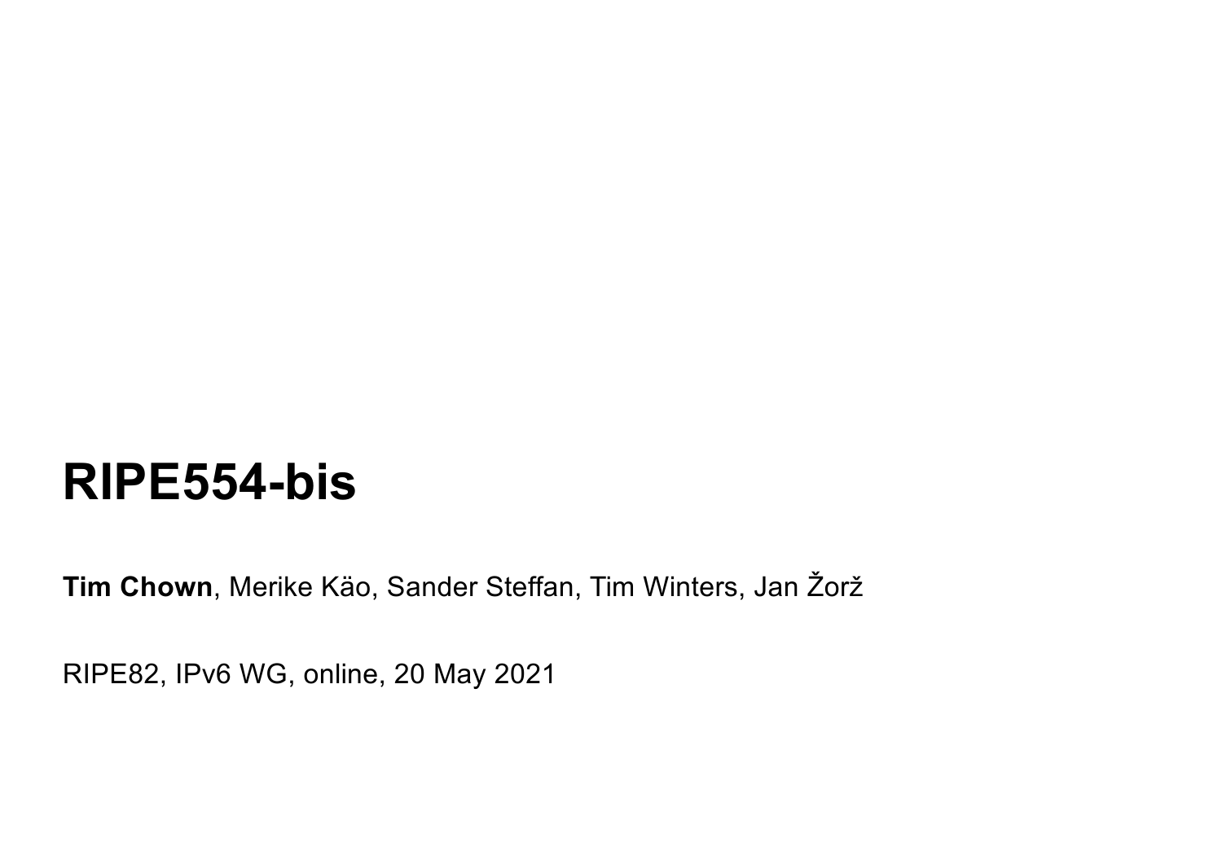# RIPE554-bis

**Tim Chown**, Merike Käo, Sander Steffan, Tim Winters, Jan Žorž

RIPE82, IPv6 WG, online, 20 May 2021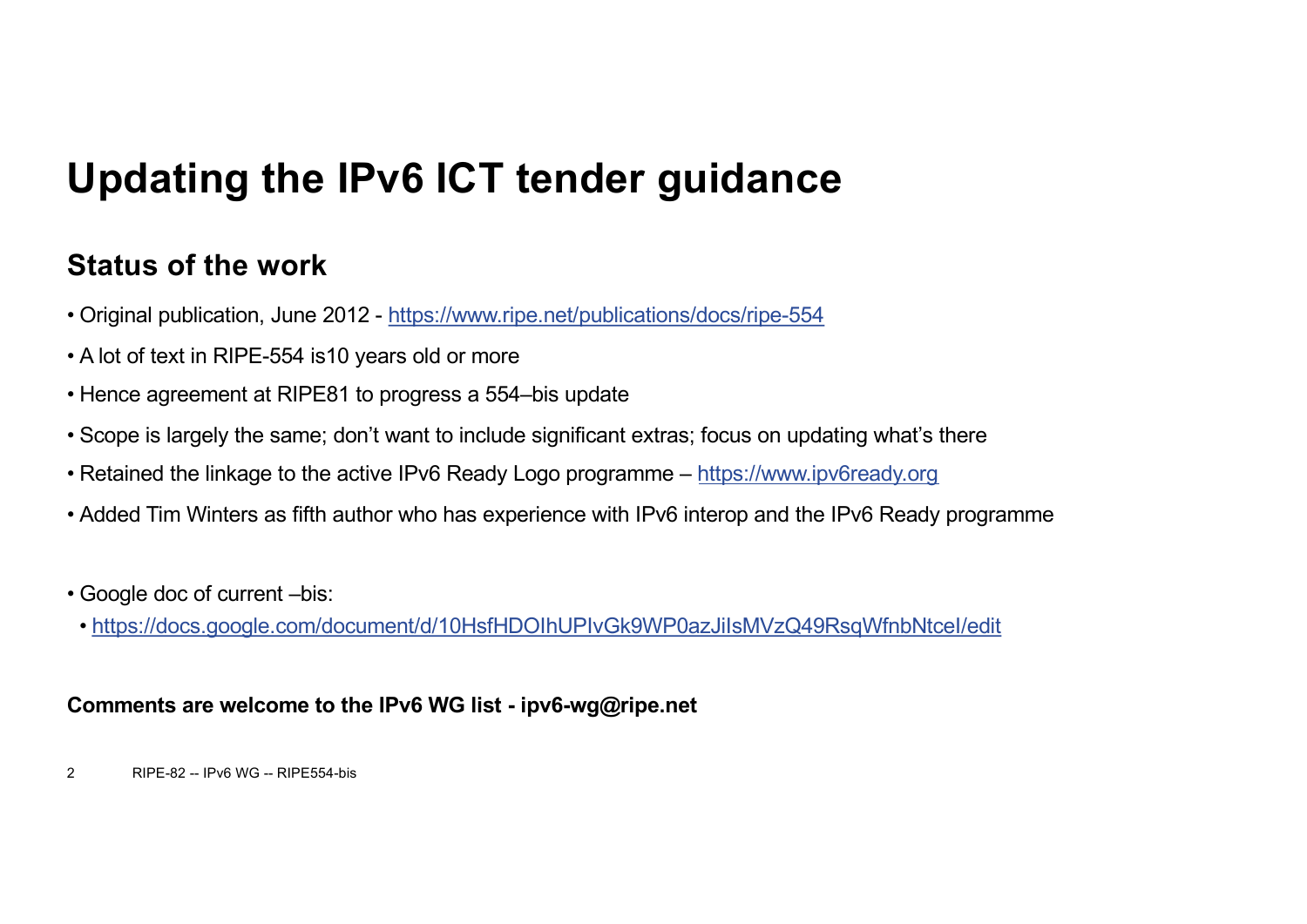# Updating the IPv6 ICT tender guidance

## Status of the work

- Original publication, June 2012 - https://www.ripe.net/publications/docs/ripe-554
- A lot of text in RIPE-554 is10 years old or more
- Hence agreement at RIPE81 to progress a 554–bis update
- Scope is largely the same; don't want to include significant extras; focus on updating what's there
- Retained the linkage to the active IPv6 Ready Logo programme – https://www.ipv6ready.org
- Added Tim Winters as fifth author who has experience with IPv6 interop and the IPv6 Ready programme

- Google doc of current –bis:
  - https://docs.google.com/document/d/10HsfHDOIhUPIvGk9WP0azJiIsMVzQ49RsqWfnbNtceI/edit

**Comments are welcome to the IPv6 WG list - ipv6-wg@ripe.net**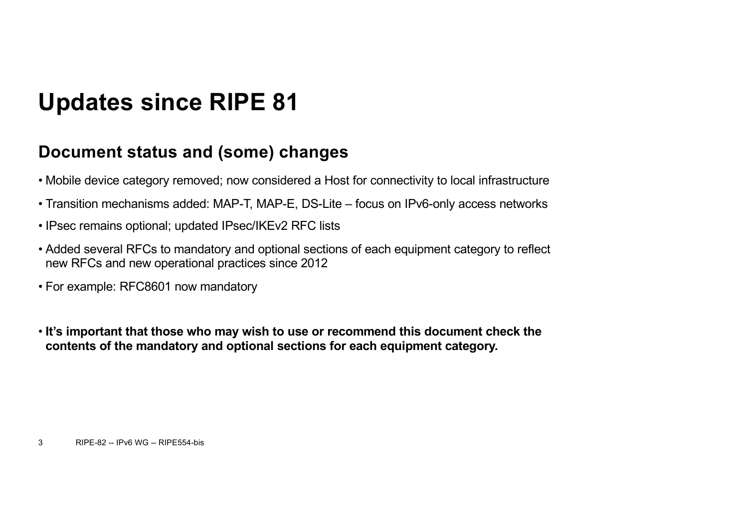# Updates since RIPE 81

## Document status and (some) changes

- Mobile device category removed; now considered a Host for connectivity to local infrastructure
- Transition mechanisms added: MAP-T, MAP-E, DS-Lite – focus on IPv6-only access networks
- IPsec remains optional; updated IPsec/IKEv2 RFC lists
- Added several RFCs to mandatory and optional sections of each equipment category to reflect new RFCs and new operational practices since 2012
- For example: RFC8601 now mandatory

- **It's important that those who may wish to use or recommend this document check the contents of the mandatory and optional sections for each equipment category.**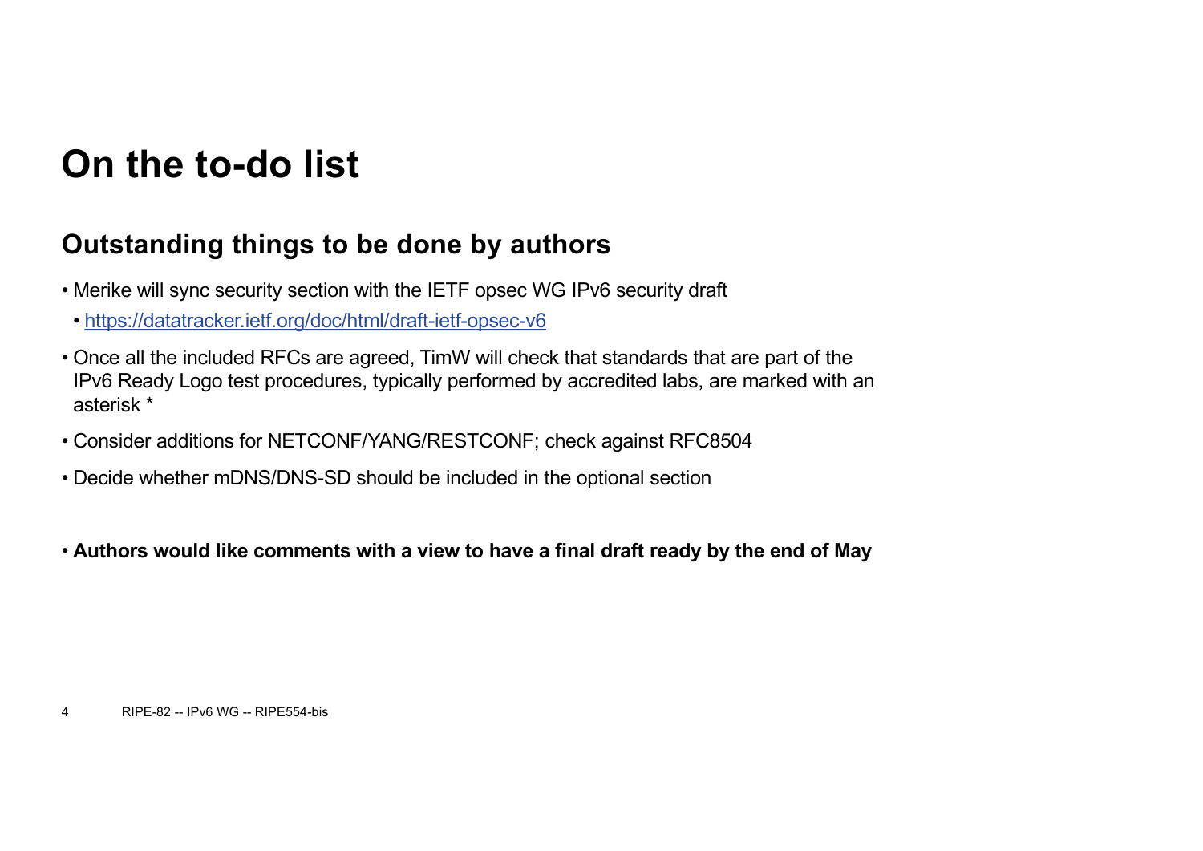# On the to-do list

## Outstanding things to be done by authors

- Merike will sync security section with the IETF opsec WG IPv6 security draft
  - [https://datatracker.ietf.org/doc/html/draft-ietf-opsec-v6](https://datatracker.ietf.org/doc/html/draft-ietf-opsec-v6)
- Once all the included RFCs are agreed, TimW will check that standards that are part of the IPv6 Ready Logo test procedures, typically performed by accredited labs, are marked with an asterisk *
- Consider additions for NETCONF/YANG/RESTCONF; check against RFC8504
- Decide whether mDNS/DNS-SD should be included in the optional section

- **Authors would like comments with a view to have a final draft ready by the end of May**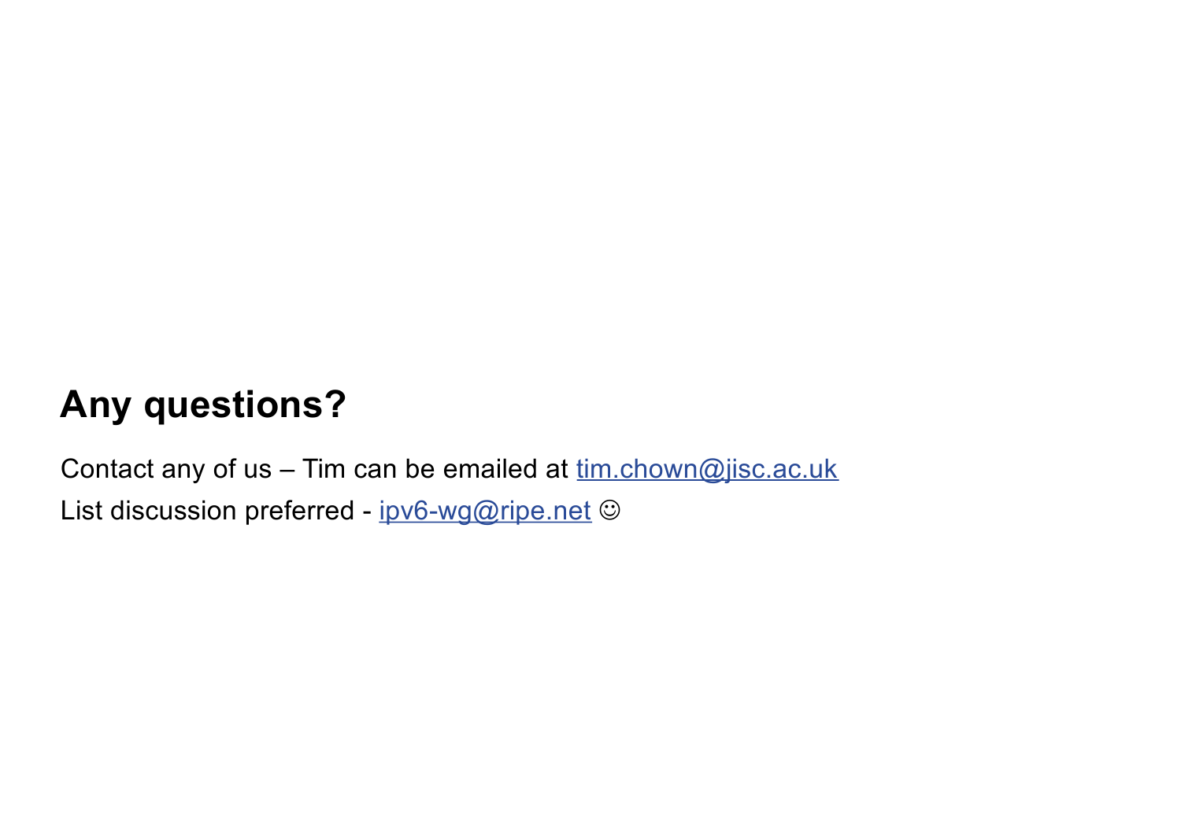## Any questions?

Contact any of us – Tim can be emailed at tim.chown@jisc.ac.uk

List discussion preferred - ipv6-wg@ripe.net ☺